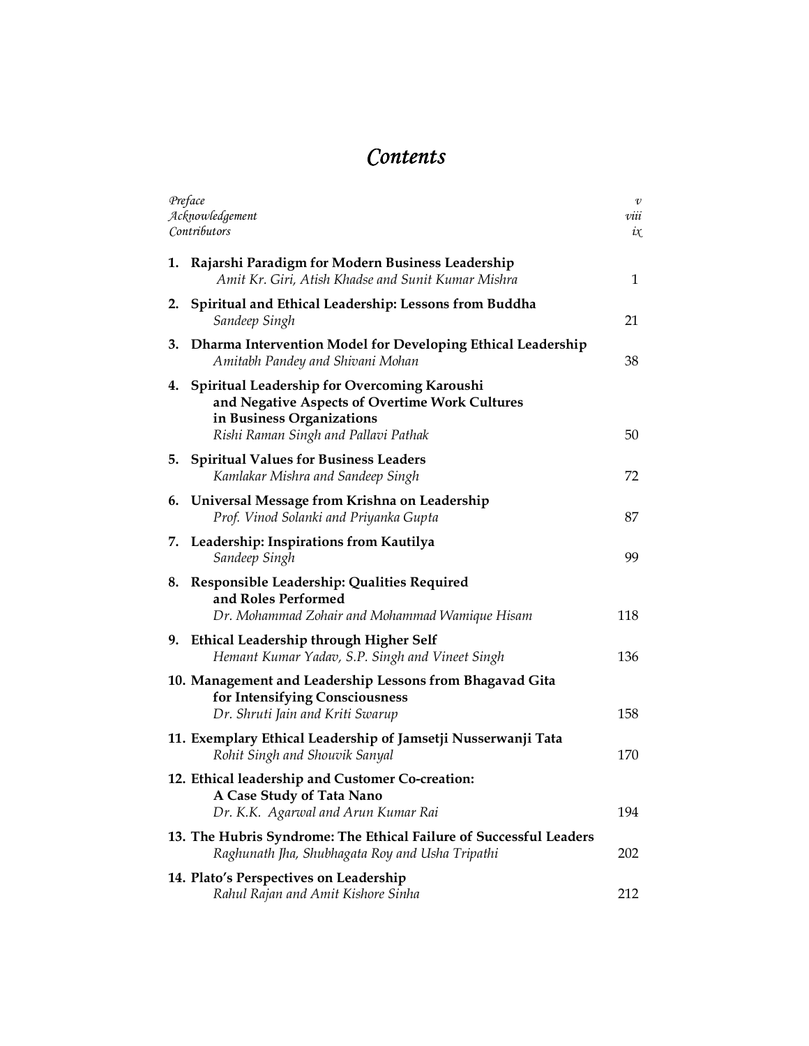# *Contents*

| | |
|---|---|
| *Preface* | *v* |
| *Acknowledgement* | *viii* |
| *Contributors* | *ix* |

1. **Rajarshi Paradigm for Modern Business Leadership** — 1
   *Amit Kr. Giri, Atish Khadse and Sunit Kumar Mishra*

2. **Spiritual and Ethical Leadership: Lessons from Buddha** — 21
   *Sandeep Singh*

3. **Dharma Intervention Model for Developing Ethical Leadership** — 38
   *Amitabh Pandey and Shivani Mohan*

4. **Spiritual Leadership for Overcoming Karoushi and Negative Aspects of Overtime Work Cultures in Business Organizations** — 50
   *Rishi Raman Singh and Pallavi Pathak*

5. **Spiritual Values for Business Leaders** — 72
   *Kamlakar Mishra and Sandeep Singh*

6. **Universal Message from Krishna on Leadership** — 87
   *Prof. Vinod Solanki and Priyanka Gupta*

7. **Leadership: Inspirations from Kautilya** — 99
   *Sandeep Singh*

8. **Responsible Leadership: Qualities Required and Roles Performed** — 118
   *Dr. Mohammad Zohair and Mohammad Wamique Hisam*

9. **Ethical Leadership through Higher Self** — 136
   *Hemant Kumar Yadav, S.P. Singh and Vineet Singh*

10. **Management and Leadership Lessons from Bhagavad Gita for Intensifying Consciousness** — 158
    *Dr. Shruti Jain and Kriti Swarup*

11. **Exemplary Ethical Leadership of Jamsetji Nusserwanji Tata** — 170
    *Rohit Singh and Shouvik Sanyal*

12. **Ethical leadership and Customer Co-creation: A Case Study of Tata Nano** — 194
    *Dr. K.K. Agarwal and Arun Kumar Rai*

13. **The Hubris Syndrome: The Ethical Failure of Successful Leaders** — 202
    *Raghunath Jha, Shubhagata Roy and Usha Tripathi*

14. **Plato's Perspectives on Leadership** — 212
    *Rahul Rajan and Amit Kishore Sinha*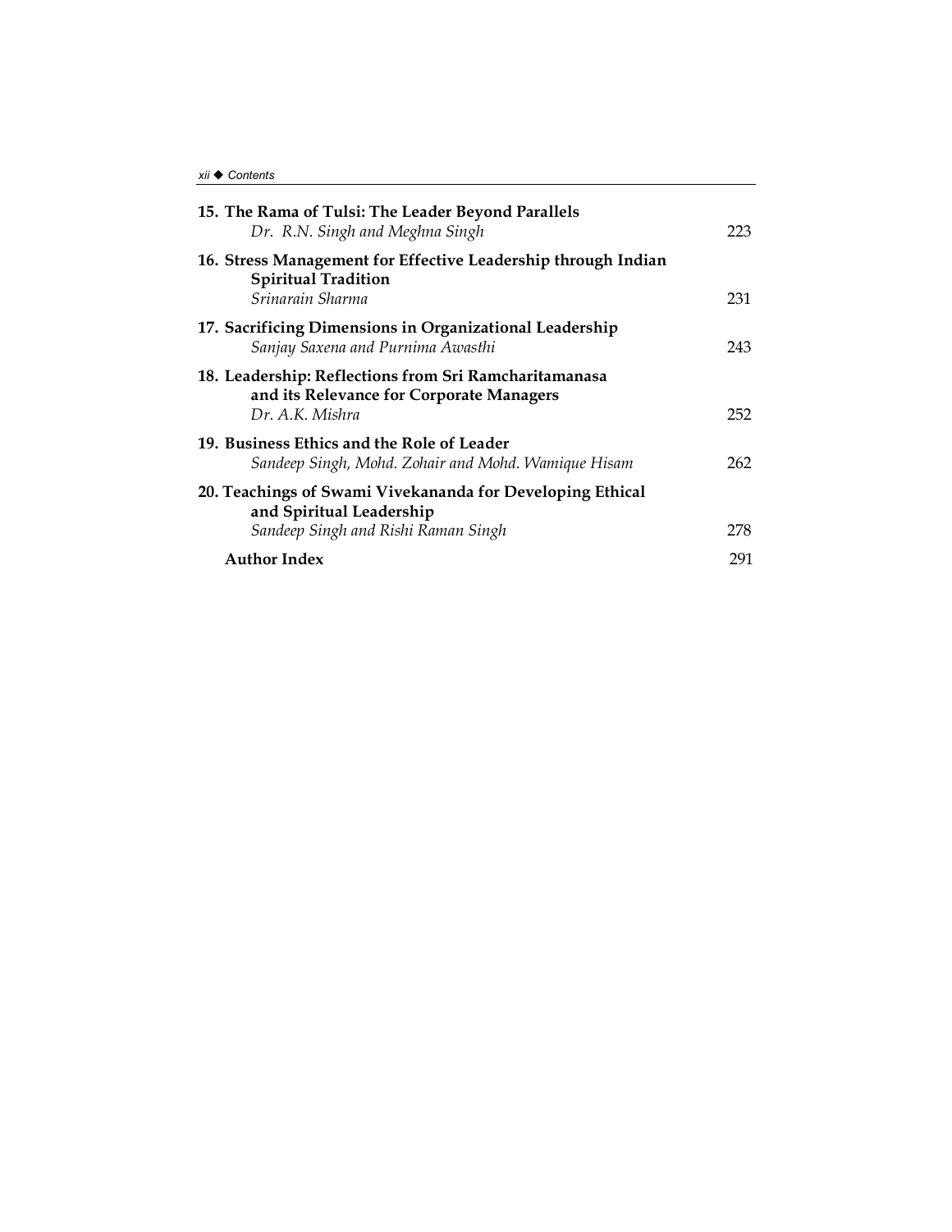**15. The Rama of Tulsi: The Leader Beyond Parallels**
*Dr. R.N. Singh and Meghna Singh* 223

**16. Stress Management for Effective Leadership through Indian Spiritual Tradition**
*Srinarain Sharma* 231

**17. Sacrificing Dimensions in Organizational Leadership**
*Sanjay Saxena and Purnima Awasthi* 243

**18. Leadership: Reflections from Sri Ramcharitamanasa and its Relevance for Corporate Managers**
*Dr. A.K. Mishra* 252

**19. Business Ethics and the Role of Leader**
*Sandeep Singh, Mohd. Zohair and Mohd. Wamique Hisam* 262

**20. Teachings of Swami Vivekananda for Developing Ethical and Spiritual Leadership**
*Sandeep Singh and Rishi Raman Singh* 278

**Author Index** 291